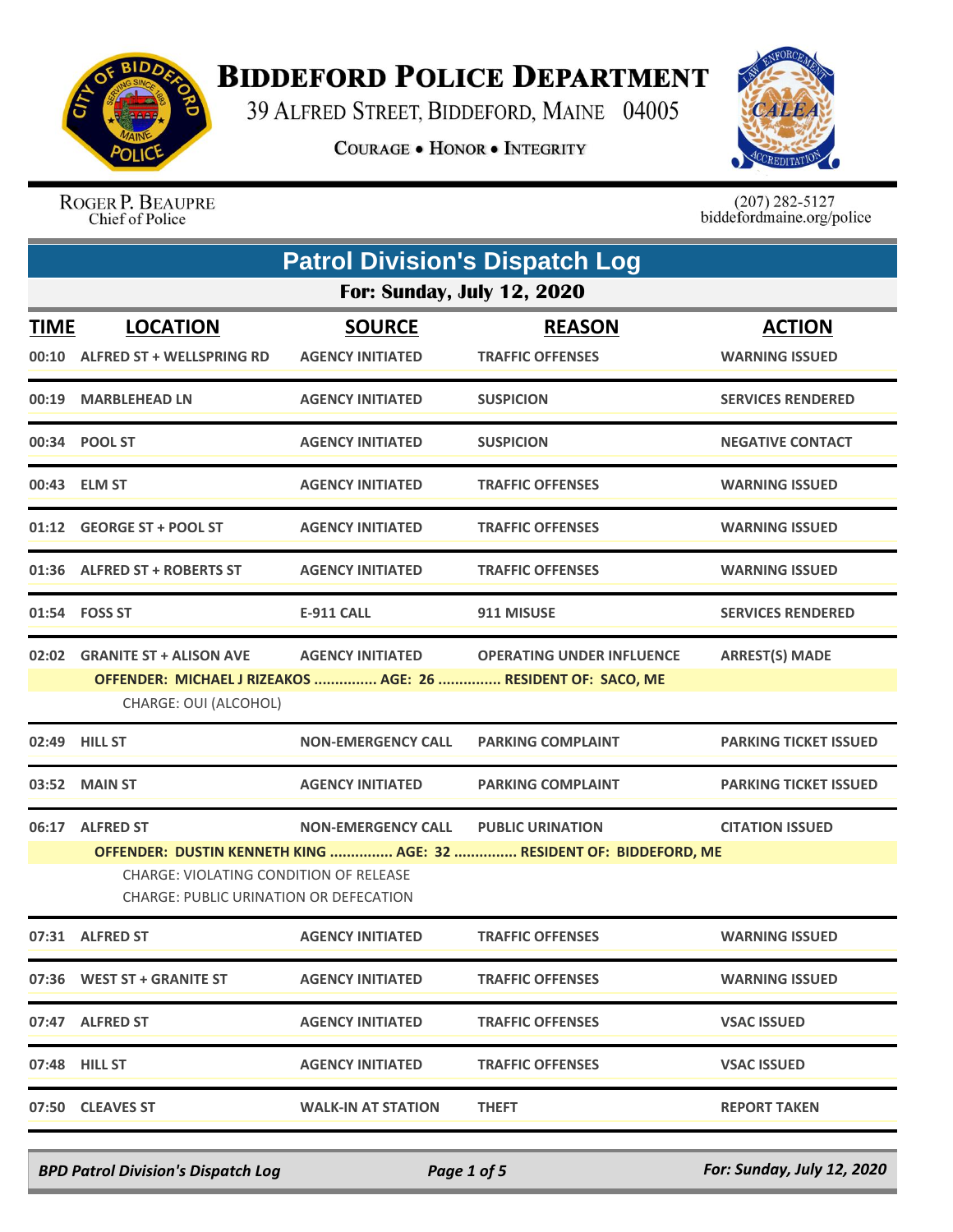# BIDDEFORD POLICE DEPARTMENT

39 ALFRED STREET, BIDDEFORD, MAINE 04005

COURAGE • HONOR • INTEGRITY

ROGER P. BEAUPRE
Chief of Police

(207) 282-5127
biddefordmaine.org/police

## Patrol Division's Dispatch Log

### For: Sunday, July 12, 2020

| TIME | LOCATION | SOURCE | REASON | ACTION |
|---|---|---|---|---|
| 00:10 | ALFRED ST + WELLSPRING RD | AGENCY INITIATED | TRAFFIC OFFENSES | WARNING ISSUED |
| 00:19 | MARBLEHEAD LN | AGENCY INITIATED | SUSPICION | SERVICES RENDERED |
| 00:34 | POOL ST | AGENCY INITIATED | SUSPICION | NEGATIVE CONTACT |
| 00:43 | ELM ST | AGENCY INITIATED | TRAFFIC OFFENSES | WARNING ISSUED |
| 01:12 | GEORGE ST + POOL ST | AGENCY INITIATED | TRAFFIC OFFENSES | WARNING ISSUED |
| 01:36 | ALFRED ST + ROBERTS ST | AGENCY INITIATED | TRAFFIC OFFENSES | WARNING ISSUED |
| 01:54 | FOSS ST | E-911 CALL | 911 MISUSE | SERVICES RENDERED |
| 02:02 | GRANITE ST + ALISON AVE | AGENCY INITIATED | OPERATING UNDER INFLUENCE | ARREST(S) MADE |
| | OFFENDER: MICHAEL J RIZEAKOS ............... AGE: 26 ............... RESIDENT OF: SACO, ME<br>CHARGE: OUI (ALCOHOL) | | | |
| 02:49 | HILL ST | NON-EMERGENCY CALL | PARKING COMPLAINT | PARKING TICKET ISSUED |
| 03:52 | MAIN ST | AGENCY INITIATED | PARKING COMPLAINT | PARKING TICKET ISSUED |
| 06:17 | ALFRED ST | NON-EMERGENCY CALL | PUBLIC URINATION | CITATION ISSUED |
| | OFFENDER: DUSTIN KENNETH KING ............... AGE: 32 ............... RESIDENT OF: BIDDEFORD, ME<br>CHARGE: VIOLATING CONDITION OF RELEASE<br>CHARGE: PUBLIC URINATION OR DEFECATION | | | |
| 07:31 | ALFRED ST | AGENCY INITIATED | TRAFFIC OFFENSES | WARNING ISSUED |
| 07:36 | WEST ST + GRANITE ST | AGENCY INITIATED | TRAFFIC OFFENSES | WARNING ISSUED |
| 07:47 | ALFRED ST | AGENCY INITIATED | TRAFFIC OFFENSES | VSAC ISSUED |
| 07:48 | HILL ST | AGENCY INITIATED | TRAFFIC OFFENSES | VSAC ISSUED |
| 07:50 | CLEAVES ST | WALK-IN AT STATION | THEFT | REPORT TAKEN |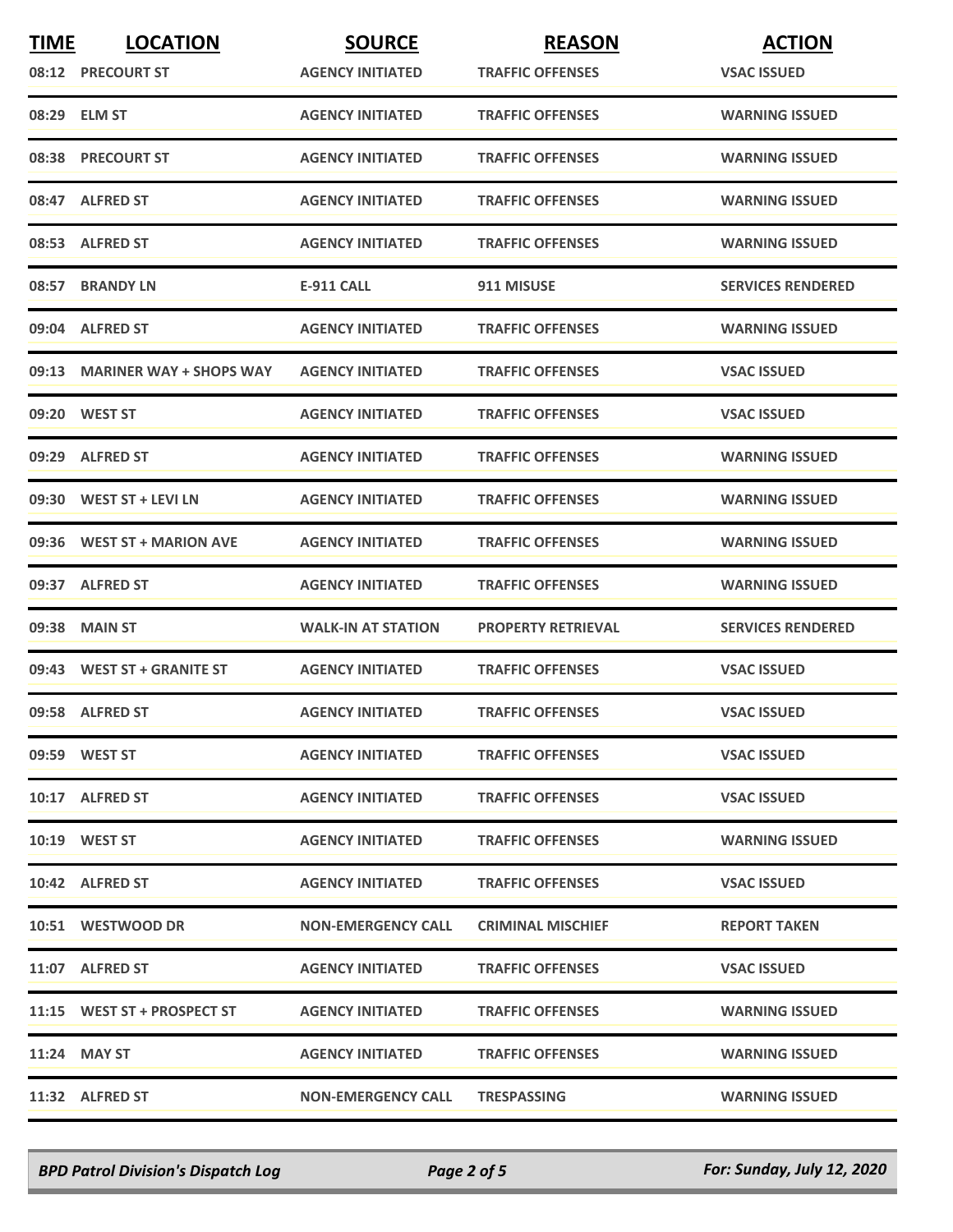| TIME | LOCATION | SOURCE | REASON | ACTION |
| --- | --- | --- | --- | --- |
| 08:12 | PRECOURT ST | AGENCY INITIATED | TRAFFIC OFFENSES | VSAC ISSUED |
| 08:29 | ELM ST | AGENCY INITIATED | TRAFFIC OFFENSES | WARNING ISSUED |
| 08:38 | PRECOURT ST | AGENCY INITIATED | TRAFFIC OFFENSES | WARNING ISSUED |
| 08:47 | ALFRED ST | AGENCY INITIATED | TRAFFIC OFFENSES | WARNING ISSUED |
| 08:53 | ALFRED ST | AGENCY INITIATED | TRAFFIC OFFENSES | WARNING ISSUED |
| 08:57 | BRANDY LN | E-911 CALL | 911 MISUSE | SERVICES RENDERED |
| 09:04 | ALFRED ST | AGENCY INITIATED | TRAFFIC OFFENSES | WARNING ISSUED |
| 09:13 | MARINER WAY + SHOPS WAY | AGENCY INITIATED | TRAFFIC OFFENSES | VSAC ISSUED |
| 09:20 | WEST ST | AGENCY INITIATED | TRAFFIC OFFENSES | VSAC ISSUED |
| 09:29 | ALFRED ST | AGENCY INITIATED | TRAFFIC OFFENSES | WARNING ISSUED |
| 09:30 | WEST ST + LEVI LN | AGENCY INITIATED | TRAFFIC OFFENSES | WARNING ISSUED |
| 09:36 | WEST ST + MARION AVE | AGENCY INITIATED | TRAFFIC OFFENSES | WARNING ISSUED |
| 09:37 | ALFRED ST | AGENCY INITIATED | TRAFFIC OFFENSES | WARNING ISSUED |
| 09:38 | MAIN ST | WALK-IN AT STATION | PROPERTY RETRIEVAL | SERVICES RENDERED |
| 09:43 | WEST ST + GRANITE ST | AGENCY INITIATED | TRAFFIC OFFENSES | VSAC ISSUED |
| 09:58 | ALFRED ST | AGENCY INITIATED | TRAFFIC OFFENSES | VSAC ISSUED |
| 09:59 | WEST ST | AGENCY INITIATED | TRAFFIC OFFENSES | VSAC ISSUED |
| 10:17 | ALFRED ST | AGENCY INITIATED | TRAFFIC OFFENSES | VSAC ISSUED |
| 10:19 | WEST ST | AGENCY INITIATED | TRAFFIC OFFENSES | WARNING ISSUED |
| 10:42 | ALFRED ST | AGENCY INITIATED | TRAFFIC OFFENSES | VSAC ISSUED |
| 10:51 | WESTWOOD DR | NON-EMERGENCY CALL | CRIMINAL MISCHIEF | REPORT TAKEN |
| 11:07 | ALFRED ST | AGENCY INITIATED | TRAFFIC OFFENSES | VSAC ISSUED |
| 11:15 | WEST ST + PROSPECT ST | AGENCY INITIATED | TRAFFIC OFFENSES | WARNING ISSUED |
| 11:24 | MAY ST | AGENCY INITIATED | TRAFFIC OFFENSES | WARNING ISSUED |
| 11:32 | ALFRED ST | NON-EMERGENCY CALL | TRESPASSING | WARNING ISSUED |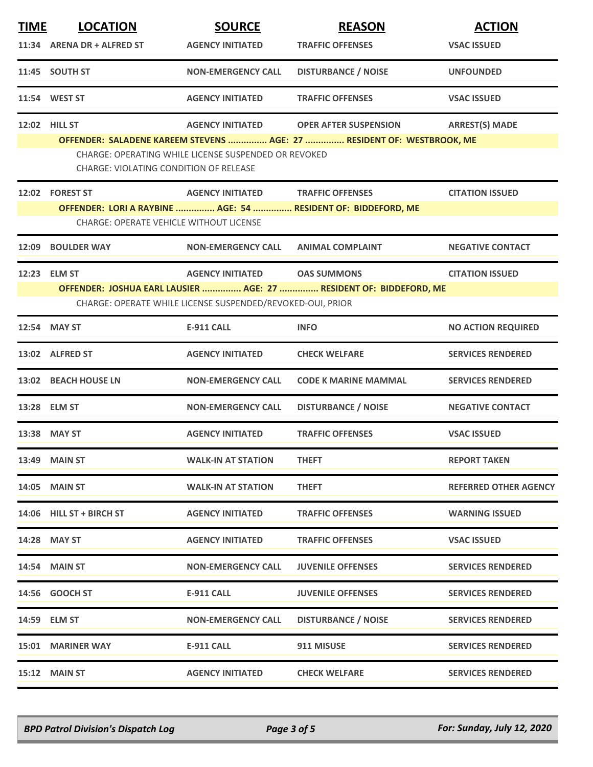| TIME | LOCATION | SOURCE | REASON | ACTION |
|---|---|---|---|---|
| 11:34 | ARENA DR + ALFRED ST | AGENCY INITIATED | TRAFFIC OFFENSES | VSAC ISSUED |
| 11:45 | SOUTH ST | NON-EMERGENCY CALL | DISTURBANCE / NOISE | UNFOUNDED |
| 11:54 | WEST ST | AGENCY INITIATED | TRAFFIC OFFENSES | VSAC ISSUED |
| 12:02 | HILL ST | AGENCY INITIATED | OPER AFTER SUSPENSION | ARREST(S) MADE |
| | OFFENDER: SALADENE KAREEM STEVENS ............... AGE: 27 ............... RESIDENT OF: WESTBROOK, ME | | | |
| | CHARGE: OPERATING WHILE LICENSE SUSPENDED OR REVOKED | | | |
| | CHARGE: VIOLATING CONDITION OF RELEASE | | | |
| 12:02 | FOREST ST | AGENCY INITIATED | TRAFFIC OFFENSES | CITATION ISSUED |
| | OFFENDER: LORI A RAYBINE ............... AGE: 54 ............... RESIDENT OF: BIDDEFORD, ME | | | |
| | CHARGE: OPERATE VEHICLE WITHOUT LICENSE | | | |
| 12:09 | BOULDER WAY | NON-EMERGENCY CALL | ANIMAL COMPLAINT | NEGATIVE CONTACT |
| 12:23 | ELM ST | AGENCY INITIATED | OAS SUMMONS | CITATION ISSUED |
| | OFFENDER: JOSHUA EARL LAUSIER ............... AGE: 27 ............... RESIDENT OF: BIDDEFORD, ME | | | |
| | CHARGE: OPERATE WHILE LICENSE SUSPENDED/REVOKED-OUI, PRIOR | | | |
| 12:54 | MAY ST | E-911 CALL | INFO | NO ACTION REQUIRED |
| 13:02 | ALFRED ST | AGENCY INITIATED | CHECK WELFARE | SERVICES RENDERED |
| 13:02 | BEACH HOUSE LN | NON-EMERGENCY CALL | CODE K MARINE MAMMAL | SERVICES RENDERED |
| 13:28 | ELM ST | NON-EMERGENCY CALL | DISTURBANCE / NOISE | NEGATIVE CONTACT |
| 13:38 | MAY ST | AGENCY INITIATED | TRAFFIC OFFENSES | VSAC ISSUED |
| 13:49 | MAIN ST | WALK-IN AT STATION | THEFT | REPORT TAKEN |
| 14:05 | MAIN ST | WALK-IN AT STATION | THEFT | REFERRED OTHER AGENCY |
| 14:06 | HILL ST + BIRCH ST | AGENCY INITIATED | TRAFFIC OFFENSES | WARNING ISSUED |
| 14:28 | MAY ST | AGENCY INITIATED | TRAFFIC OFFENSES | VSAC ISSUED |
| 14:54 | MAIN ST | NON-EMERGENCY CALL | JUVENILE OFFENSES | SERVICES RENDERED |
| 14:56 | GOOCH ST | E-911 CALL | JUVENILE OFFENSES | SERVICES RENDERED |
| 14:59 | ELM ST | NON-EMERGENCY CALL | DISTURBANCE / NOISE | SERVICES RENDERED |
| 15:01 | MARINER WAY | E-911 CALL | 911 MISUSE | SERVICES RENDERED |
| 15:12 | MAIN ST | AGENCY INITIATED | CHECK WELFARE | SERVICES RENDERED |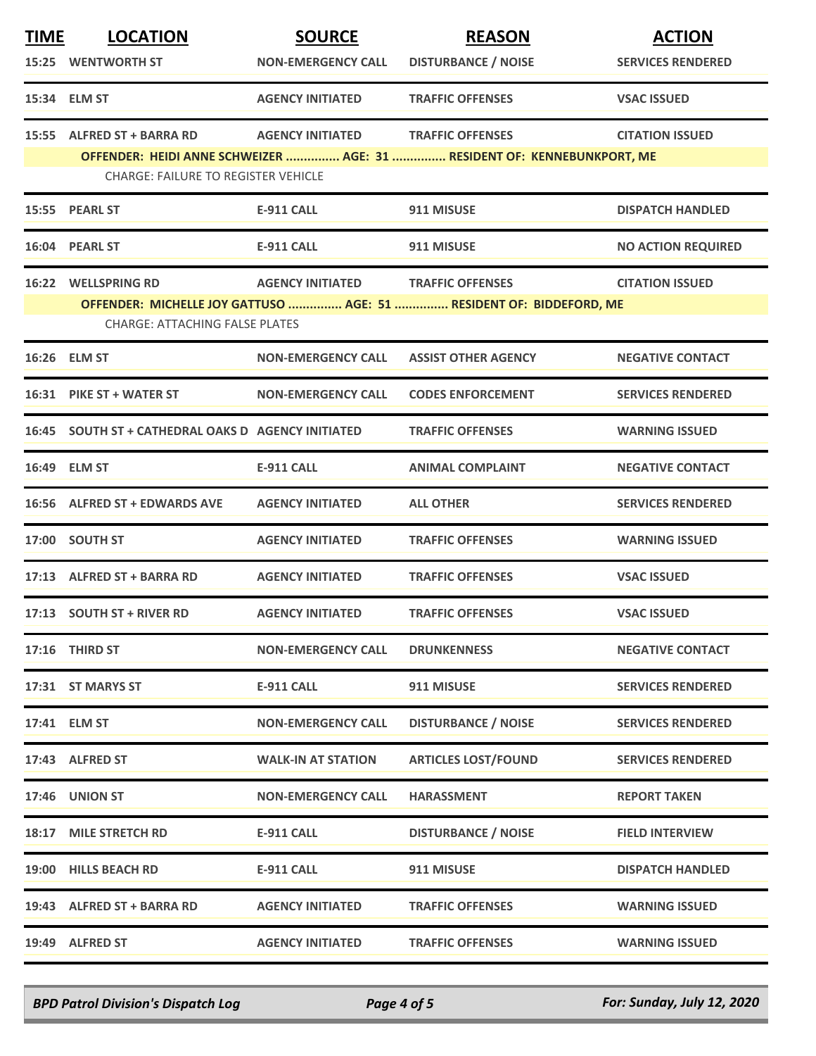| TIME | LOCATION | SOURCE | REASON | ACTION |
|---|---|---|---|---|
| 15:25 | WENTWORTH ST | NON-EMERGENCY CALL | DISTURBANCE / NOISE | SERVICES RENDERED |
| 15:34 | ELM ST | AGENCY INITIATED | TRAFFIC OFFENSES | VSAC ISSUED |
| 15:55 | ALFRED ST + BARRA RD | AGENCY INITIATED | TRAFFIC OFFENSES | CITATION ISSUED |
| | OFFENDER: HEIDI ANNE SCHWEIZER ............... AGE: 31 ............... RESIDENT OF: KENNEBUNKPORT, ME | | | |
| | CHARGE: FAILURE TO REGISTER VEHICLE | | | |
| 15:55 | PEARL ST | E-911 CALL | 911 MISUSE | DISPATCH HANDLED |
| 16:04 | PEARL ST | E-911 CALL | 911 MISUSE | NO ACTION REQUIRED |
| 16:22 | WELLSPRING RD | AGENCY INITIATED | TRAFFIC OFFENSES | CITATION ISSUED |
| | OFFENDER: MICHELLE JOY GATTUSO ............... AGE: 51 ............... RESIDENT OF: BIDDEFORD, ME | | | |
| | CHARGE: ATTACHING FALSE PLATES | | | |
| 16:26 | ELM ST | NON-EMERGENCY CALL | ASSIST OTHER AGENCY | NEGATIVE CONTACT |
| 16:31 | PIKE ST + WATER ST | NON-EMERGENCY CALL | CODES ENFORCEMENT | SERVICES RENDERED |
| 16:45 | SOUTH ST + CATHEDRAL OAKS D | AGENCY INITIATED | TRAFFIC OFFENSES | WARNING ISSUED |
| 16:49 | ELM ST | E-911 CALL | ANIMAL COMPLAINT | NEGATIVE CONTACT |
| 16:56 | ALFRED ST + EDWARDS AVE | AGENCY INITIATED | ALL OTHER | SERVICES RENDERED |
| 17:00 | SOUTH ST | AGENCY INITIATED | TRAFFIC OFFENSES | WARNING ISSUED |
| 17:13 | ALFRED ST + BARRA RD | AGENCY INITIATED | TRAFFIC OFFENSES | VSAC ISSUED |
| 17:13 | SOUTH ST + RIVER RD | AGENCY INITIATED | TRAFFIC OFFENSES | VSAC ISSUED |
| 17:16 | THIRD ST | NON-EMERGENCY CALL | DRUNKENNESS | NEGATIVE CONTACT |
| 17:31 | ST MARYS ST | E-911 CALL | 911 MISUSE | SERVICES RENDERED |
| 17:41 | ELM ST | NON-EMERGENCY CALL | DISTURBANCE / NOISE | SERVICES RENDERED |
| 17:43 | ALFRED ST | WALK-IN AT STATION | ARTICLES LOST/FOUND | SERVICES RENDERED |
| 17:46 | UNION ST | NON-EMERGENCY CALL | HARASSMENT | REPORT TAKEN |
| 18:17 | MILE STRETCH RD | E-911 CALL | DISTURBANCE / NOISE | FIELD INTERVIEW |
| 19:00 | HILLS BEACH RD | E-911 CALL | 911 MISUSE | DISPATCH HANDLED |
| 19:43 | ALFRED ST + BARRA RD | AGENCY INITIATED | TRAFFIC OFFENSES | WARNING ISSUED |
| 19:49 | ALFRED ST | AGENCY INITIATED | TRAFFIC OFFENSES | WARNING ISSUED |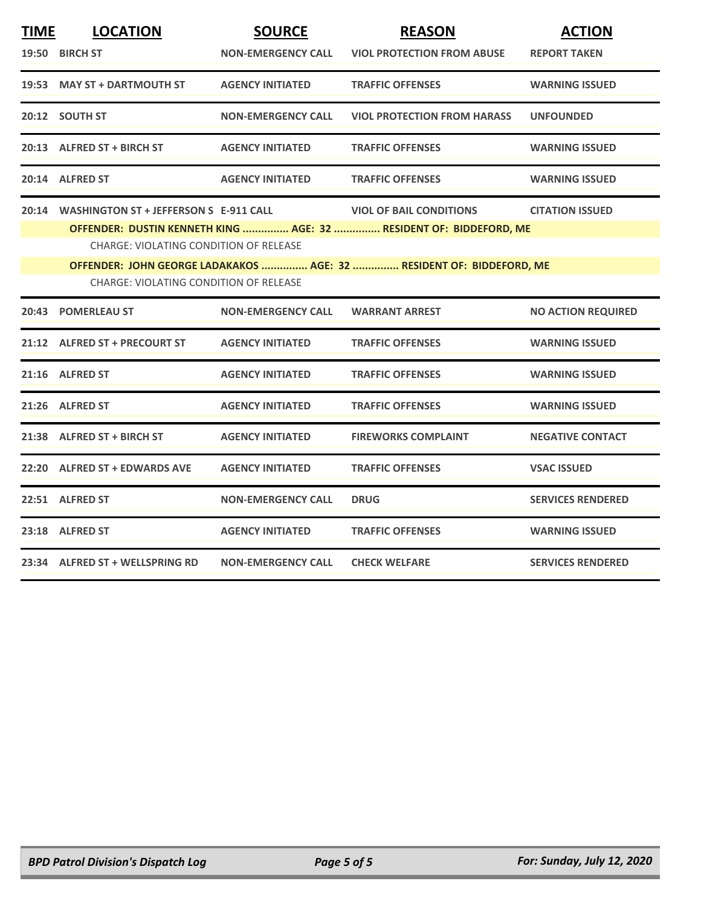| TIME | LOCATION | SOURCE | REASON | ACTION |
|---|---|---|---|---|
| 19:50 | BIRCH ST | NON-EMERGENCY CALL | VIOL PROTECTION FROM ABUSE | REPORT TAKEN |
| 19:53 | MAY ST + DARTMOUTH ST | AGENCY INITIATED | TRAFFIC OFFENSES | WARNING ISSUED |
| 20:12 | SOUTH ST | NON-EMERGENCY CALL | VIOL PROTECTION FROM HARASS | UNFOUNDED |
| 20:13 | ALFRED ST + BIRCH ST | AGENCY INITIATED | TRAFFIC OFFENSES | WARNING ISSUED |
| 20:14 | ALFRED ST | AGENCY INITIATED | TRAFFIC OFFENSES | WARNING ISSUED |
| 20:14 | WASHINGTON ST + JEFFERSON S | E-911 CALL | VIOL OF BAIL CONDITIONS | CITATION ISSUED |
| | OFFENDER: DUSTIN KENNETH KING ............... AGE: 32 ............... RESIDENT OF: BIDDEFORD, ME | | | |
| | CHARGE: VIOLATING CONDITION OF RELEASE | | | |
| | OFFENDER: JOHN GEORGE LADAKAKOS ............... AGE: 32 ............... RESIDENT OF: BIDDEFORD, ME | | | |
| | CHARGE: VIOLATING CONDITION OF RELEASE | | | |
| 20:43 | POMERLEAU ST | NON-EMERGENCY CALL | WARRANT ARREST | NO ACTION REQUIRED |
| 21:12 | ALFRED ST + PRECOURT ST | AGENCY INITIATED | TRAFFIC OFFENSES | WARNING ISSUED |
| 21:16 | ALFRED ST | AGENCY INITIATED | TRAFFIC OFFENSES | WARNING ISSUED |
| 21:26 | ALFRED ST | AGENCY INITIATED | TRAFFIC OFFENSES | WARNING ISSUED |
| 21:38 | ALFRED ST + BIRCH ST | AGENCY INITIATED | FIREWORKS COMPLAINT | NEGATIVE CONTACT |
| 22:20 | ALFRED ST + EDWARDS AVE | AGENCY INITIATED | TRAFFIC OFFENSES | VSAC ISSUED |
| 22:51 | ALFRED ST | NON-EMERGENCY CALL | DRUG | SERVICES RENDERED |
| 23:18 | ALFRED ST | AGENCY INITIATED | TRAFFIC OFFENSES | WARNING ISSUED |
| 23:34 | ALFRED ST + WELLSPRING RD | NON-EMERGENCY CALL | CHECK WELFARE | SERVICES RENDERED |